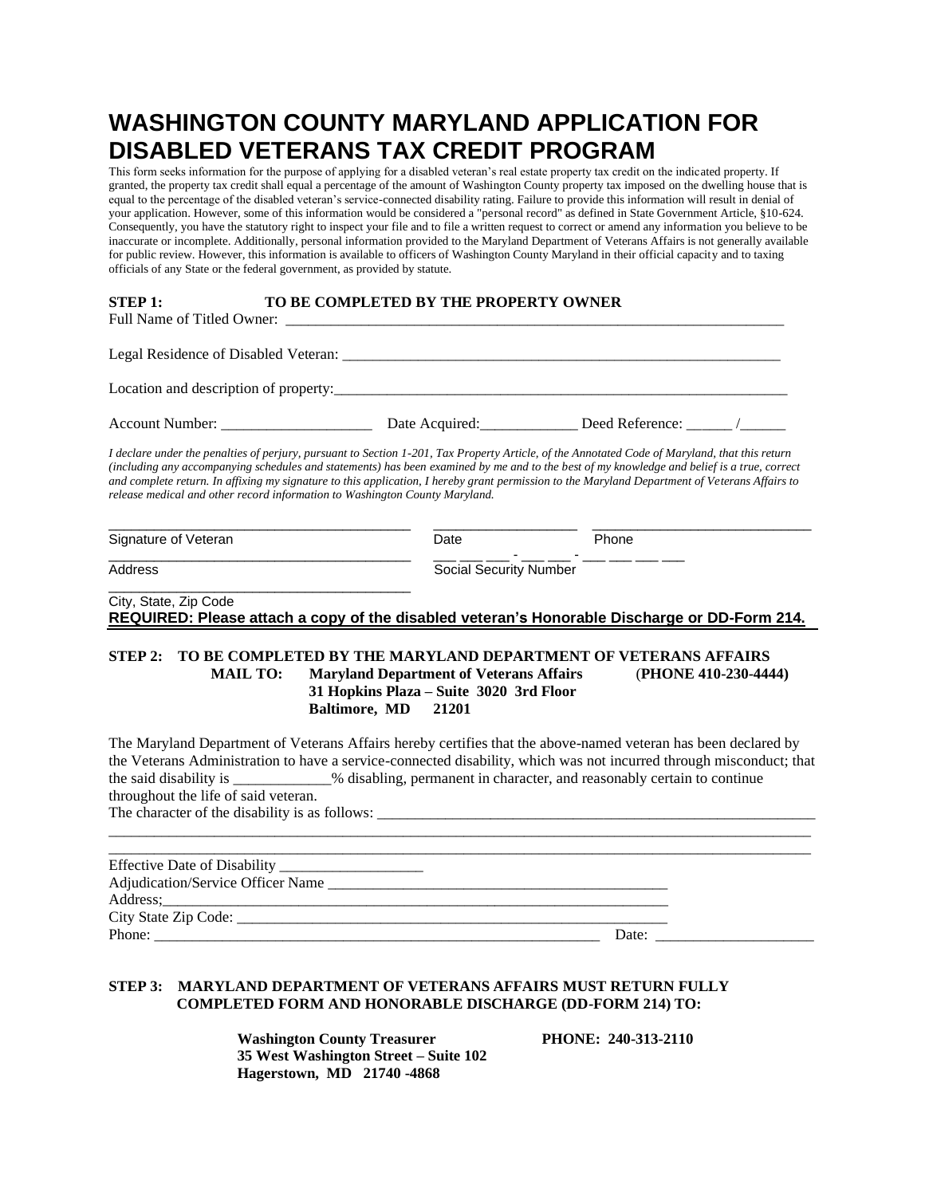# WASHINGTON COUNTY MARYLAND APPLICATION FOR DISABLED VETERANS TAX CREDIT PROGRAM

This form seeks information for the purpose of applying for a disabled veteran's real estate property tax credit on the indicated property. If granted, the property tax credit shall equal a percentage of the amount of Washington County property tax imposed on the dwelling house that is equal to the percentage of the disabled veteran's service-connected disability rating. Failure to provide this information will result in denial of your application. However, some of this information would be considered a "personal record" as defined in State Government Article, §10-624. Consequently, you have the statutory right to inspect your file and to file a written request to correct or amend any information you believe to be inaccurate or incomplete. Additionally, personal information provided to the Maryland Department of Veterans Affairs is not generally available for public review. However, this information is available to officers of Washington County Maryland in their official capacity and to taxing officials of any State or the federal government, as provided by statute.

**STEP 1: TO BE COMPLETED BY THE PROPERTY OWNER**

Full Name of Titled Owner: ______________________________________________________________________

Legal Residence of Disabled Veteran: ____________________________________________________________

Location and description of property:_____________________________________________________________

Account Number: ____________________ Date Acquired:_____________ Deed Reference: ______ /______

*I declare under the penalties of perjury, pursuant to Section 1-201, Tax Property Article, of the Annotated Code of Maryland, that this return (including any accompanying schedules and statements) has been examined by me and to the best of my knowledge and belief is a true, correct and complete return. In affixing my signature to this application, I hereby grant permission to the Maryland Department of Veterans Affairs to release medical and other record information to Washington County Maryland.*

________________________________________ ___________________ _____________________________
Signature of Veteran Date Phone

________________________________________ ___ ___ ___ - ___ ___ - ___ ___ ___ ___
Address Social Security Number

________________________________________
City, State, Zip Code

**REQUIRED: Please attach a copy of the disabled veteran's Honorable Discharge or DD-Form 214.**

**STEP 2: TO BE COMPLETED BY THE MARYLAND DEPARTMENT OF VETERANS AFFAIRS**

**MAIL TO: Maryland Department of Veterans Affairs (PHONE 410-230-4444)**
**31 Hopkins Plaza – Suite 3020 3rd Floor**
**Baltimore, MD 21201**

The Maryland Department of Veterans Affairs hereby certifies that the above-named veteran has been declared by the Veterans Administration to have a service-connected disability, which was not incurred through misconduct; that the said disability is _____________% disabling, permanent in character, and reasonably certain to continue throughout the life of said veteran.

The character of the disability is as follows: ____________________________________________________________
______________________________________________________________________________________________
______________________________________________________________________________________________

Effective Date of Disability ___________________

Adjudication/Service Officer Name ______________________________________________

Address;______________________________________________________________________

City State Zip Code: ___________________________________________________________

Phone: ____________________________________________________________ Date: _____________________

**STEP 3: MARYLAND DEPARTMENT OF VETERANS AFFAIRS MUST RETURN FULLY COMPLETED FORM AND HONORABLE DISCHARGE (DD-FORM 214) TO:**

**Washington County Treasurer PHONE: 240-313-2110**
**35 West Washington Street – Suite 102**
**Hagerstown, MD 21740 -4868**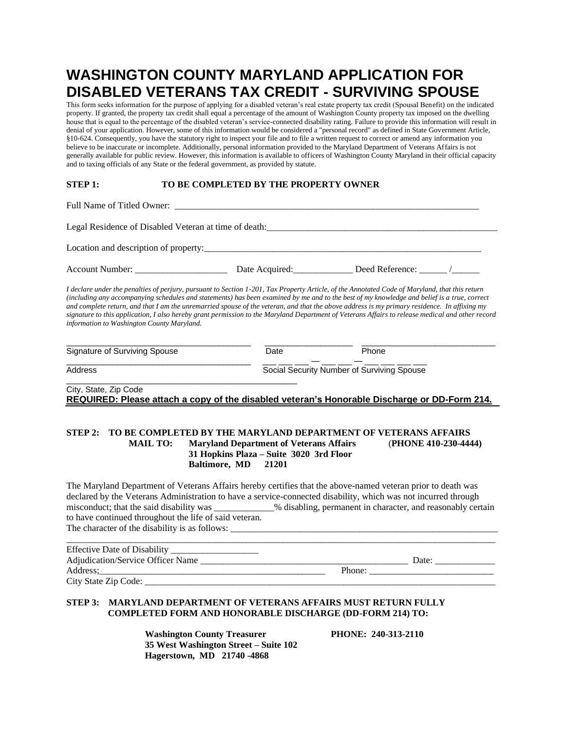# WASHINGTON COUNTY MARYLAND APPLICATION FOR DISABLED VETERANS TAX CREDIT - SURVIVING SPOUSE

This form seeks information for the purpose of applying for a disabled veteran's real estate property tax credit (Spousal Benefit) on the indicated property. If granted, the property tax credit shall equal a percentage of the amount of Washington County property tax imposed on the dwelling house that is equal to the percentage of the disabled veteran's service-connected disability rating. Failure to provide this information will result in denial of your application. However, some of this information would be considered a "personal record" as defined in State Government Article, §10-624. Consequently, you have the statutory right to inspect your file and to file a written request to correct or amend any information you believe to be inaccurate or incomplete. Additionally, personal information provided to the Maryland Department of Veterans Affairs is not generally available for public review. However, this information is available to officers of Washington County Maryland in their official capacity and to taxing officials of any State or the federal government, as provided by statute.

**STEP 1: TO BE COMPLETED BY THE PROPERTY OWNER**

Full Name of Titled Owner: ______________________________________________________________________

Legal Residence of Disabled Veteran at time of death:_____________________________________________________

Location and description of property:____________________________________________________________

Account Number: ____________________ Date Acquired:____________ Deed Reference: ______ /______

*I declare under the penalties of perjury, pursuant to Section 1-201, Tax Property Article, of the Annotated Code of Maryland, that this return (including any accompanying schedules and statements) has been examined by me and to the best of my knowledge and belief is a true, correct and complete return, and that I am the unremarried spouse of the veteran, and that the above address is my primary residence. In affixing my signature to this application, I also hereby grant permission to the Maryland Department of Veterans Affairs to release medical and other record information to Washington County Maryland.*

________________________________________ ____________________ ______________________________

Signature of Surviving Spouse Date Phone

________________________________________ ___ ___ ___ — ___ ___ — ___ ___ ___ ___

Address Social Security Number of Surviving Spouse

__________________________________________________

City, State, Zip Code

**REQUIRED: Please attach a copy of the disabled veteran's Honorable Discharge or DD-Form 214.**

**STEP 2: TO BE COMPLETED BY THE MARYLAND DEPARTMENT OF VETERANS AFFAIRS**

**MAIL TO: Maryland Department of Veterans Affairs (PHONE 410-230-4444)**
**31 Hopkins Plaza – Suite 3020 3rd Floor**
**Baltimore, MD 21201**

The Maryland Department of Veterans Affairs hereby certifies that the above-named veteran prior to death was declared by the Veterans Administration to have a service-connected disability, which was not incurred through misconduct; that the said disability was _____________% disabling, permanent in character, and reasonably certain to have continued throughout the life of said veteran.

The character of the disability is as follows: ____________________________________________________________

__________________________________________________________________________________________

Effective Date of Disability ___________________

Adjudication/Service Officer Name ____________________________________________ Date: _____________

Address;_______________________________________________ Phone: ___________________________

City State Zip Code: _____________________________________________________________________

**STEP 3: MARYLAND DEPARTMENT OF VETERANS AFFAIRS MUST RETURN FULLY COMPLETED FORM AND HONORABLE DISCHARGE (DD-FORM 214) TO:**

**Washington County Treasurer PHONE: 240-313-2110**
**35 West Washington Street – Suite 102**
**Hagerstown, MD 21740 -4868**